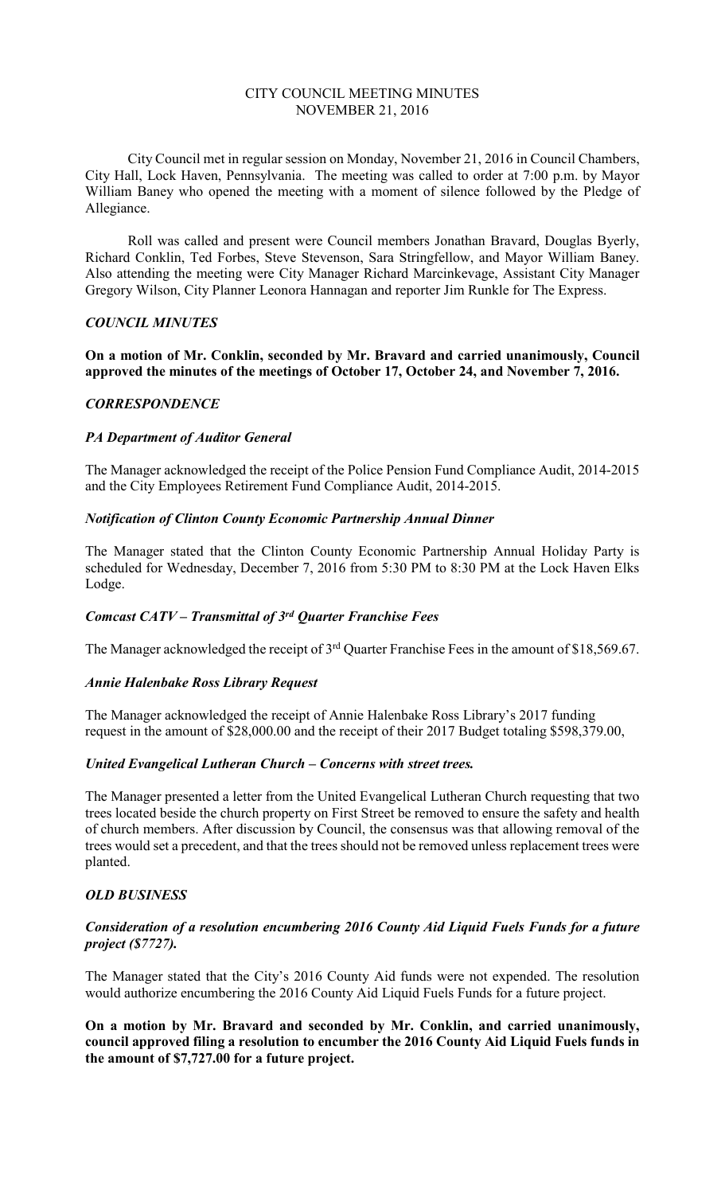# CITY COUNCIL MEETING MINUTES
## NOVEMBER 21, 2016

City Council met in regular session on Monday, November 21, 2016 in Council Chambers, City Hall, Lock Haven, Pennsylvania. The meeting was called to order at 7:00 p.m. by Mayor William Baney who opened the meeting with a moment of silence followed by the Pledge of Allegiance.

Roll was called and present were Council members Jonathan Bravard, Douglas Byerly, Richard Conklin, Ted Forbes, Steve Stevenson, Sara Stringfellow, and Mayor William Baney. Also attending the meeting were City Manager Richard Marcinkevage, Assistant City Manager Gregory Wilson, City Planner Leonora Hannagan and reporter Jim Runkle for The Express.

### *COUNCIL MINUTES*

**On a motion of Mr. Conklin, seconded by Mr. Bravard and carried unanimously, Council approved the minutes of the meetings of October 17, October 24, and November 7, 2016.**

### *CORRESPONDENCE*

#### *PA Department of Auditor General*

The Manager acknowledged the receipt of the Police Pension Fund Compliance Audit, 2014-2015 and the City Employees Retirement Fund Compliance Audit, 2014-2015.

#### *Notification of Clinton County Economic Partnership Annual Dinner*

The Manager stated that the Clinton County Economic Partnership Annual Holiday Party is scheduled for Wednesday, December 7, 2016 from 5:30 PM to 8:30 PM at the Lock Haven Elks Lodge.

#### *Comcast CATV – Transmittal of 3rd Quarter Franchise Fees*

The Manager acknowledged the receipt of 3rd Quarter Franchise Fees in the amount of $18,569.67.

#### *Annie Halenbake Ross Library Request*

The Manager acknowledged the receipt of Annie Halenbake Ross Library's 2017 funding request in the amount of $28,000.00 and the receipt of their 2017 Budget totaling $598,379.00,

#### *United Evangelical Lutheran Church – Concerns with street trees.*

The Manager presented a letter from the United Evangelical Lutheran Church requesting that two trees located beside the church property on First Street be removed to ensure the safety and health of church members. After discussion by Council, the consensus was that allowing removal of the trees would set a precedent, and that the trees should not be removed unless replacement trees were planted.

### *OLD BUSINESS*

#### *Consideration of a resolution encumbering 2016 County Aid Liquid Fuels Funds for a future project ($7727).*

The Manager stated that the City's 2016 County Aid funds were not expended. The resolution would authorize encumbering the 2016 County Aid Liquid Fuels Funds for a future project.

**On a motion by Mr. Bravard and seconded by Mr. Conklin, and carried unanimously, council approved filing a resolution to encumber the 2016 County Aid Liquid Fuels funds in the amount of $7,727.00 for a future project.**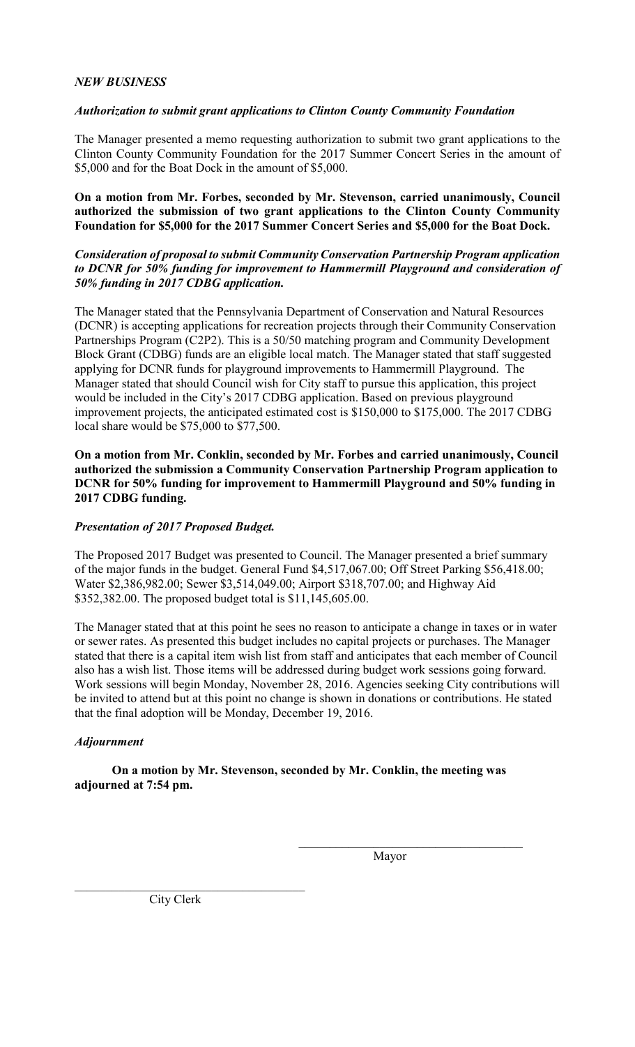***NEW BUSINESS***

***Authorization to submit grant applications to Clinton County Community Foundation***

The Manager presented a memo requesting authorization to submit two grant applications to the Clinton County Community Foundation for the 2017 Summer Concert Series in the amount of \$5,000 and for the Boat Dock in the amount of \$5,000.

**On a motion from Mr. Forbes, seconded by Mr. Stevenson, carried unanimously, Council authorized the submission of two grant applications to the Clinton County Community Foundation for \$5,000 for the 2017 Summer Concert Series and \$5,000 for the Boat Dock.**

***Consideration of proposal to submit Community Conservation Partnership Program application to DCNR for 50% funding for improvement to Hammermill Playground and consideration of 50% funding in 2017 CDBG application.***

The Manager stated that the Pennsylvania Department of Conservation and Natural Resources (DCNR) is accepting applications for recreation projects through their Community Conservation Partnerships Program (C2P2). This is a 50/50 matching program and Community Development Block Grant (CDBG) funds are an eligible local match. The Manager stated that staff suggested applying for DCNR funds for playground improvements to Hammermill Playground. The Manager stated that should Council wish for City staff to pursue this application, this project would be included in the City's 2017 CDBG application. Based on previous playground improvement projects, the anticipated estimated cost is \$150,000 to \$175,000. The 2017 CDBG local share would be \$75,000 to \$77,500.

**On a motion from Mr. Conklin, seconded by Mr. Forbes and carried unanimously, Council authorized the submission a Community Conservation Partnership Program application to DCNR for 50% funding for improvement to Hammermill Playground and 50% funding in 2017 CDBG funding.**

***Presentation of 2017 Proposed Budget.***

The Proposed 2017 Budget was presented to Council. The Manager presented a brief summary of the major funds in the budget. General Fund \$4,517,067.00; Off Street Parking \$56,418.00; Water \$2,386,982.00; Sewer \$3,514,049.00; Airport \$318,707.00; and Highway Aid \$352,382.00. The proposed budget total is \$11,145,605.00.

The Manager stated that at this point he sees no reason to anticipate a change in taxes or in water or sewer rates. As presented this budget includes no capital projects or purchases. The Manager stated that there is a capital item wish list from staff and anticipates that each member of Council also has a wish list. Those items will be addressed during budget work sessions going forward. Work sessions will begin Monday, November 28, 2016. Agencies seeking City contributions will be invited to attend but at this point no change is shown in donations or contributions. He stated that the final adoption will be Monday, December 19, 2016.

***Adjournment***

**On a motion by Mr. Stevenson, seconded by Mr. Conklin, the meeting was adjourned at 7:54 pm.**

\_\_\_\_\_\_\_\_\_\_\_\_\_\_\_\_\_\_\_\_\_\_\_\_\_\_\_\_\_\_\_\_\_\_\_\_
Mayor

\_\_\_\_\_\_\_\_\_\_\_\_\_\_\_\_\_\_\_\_\_\_\_\_\_\_\_\_\_\_\_\_\_\_\_\_
City Clerk